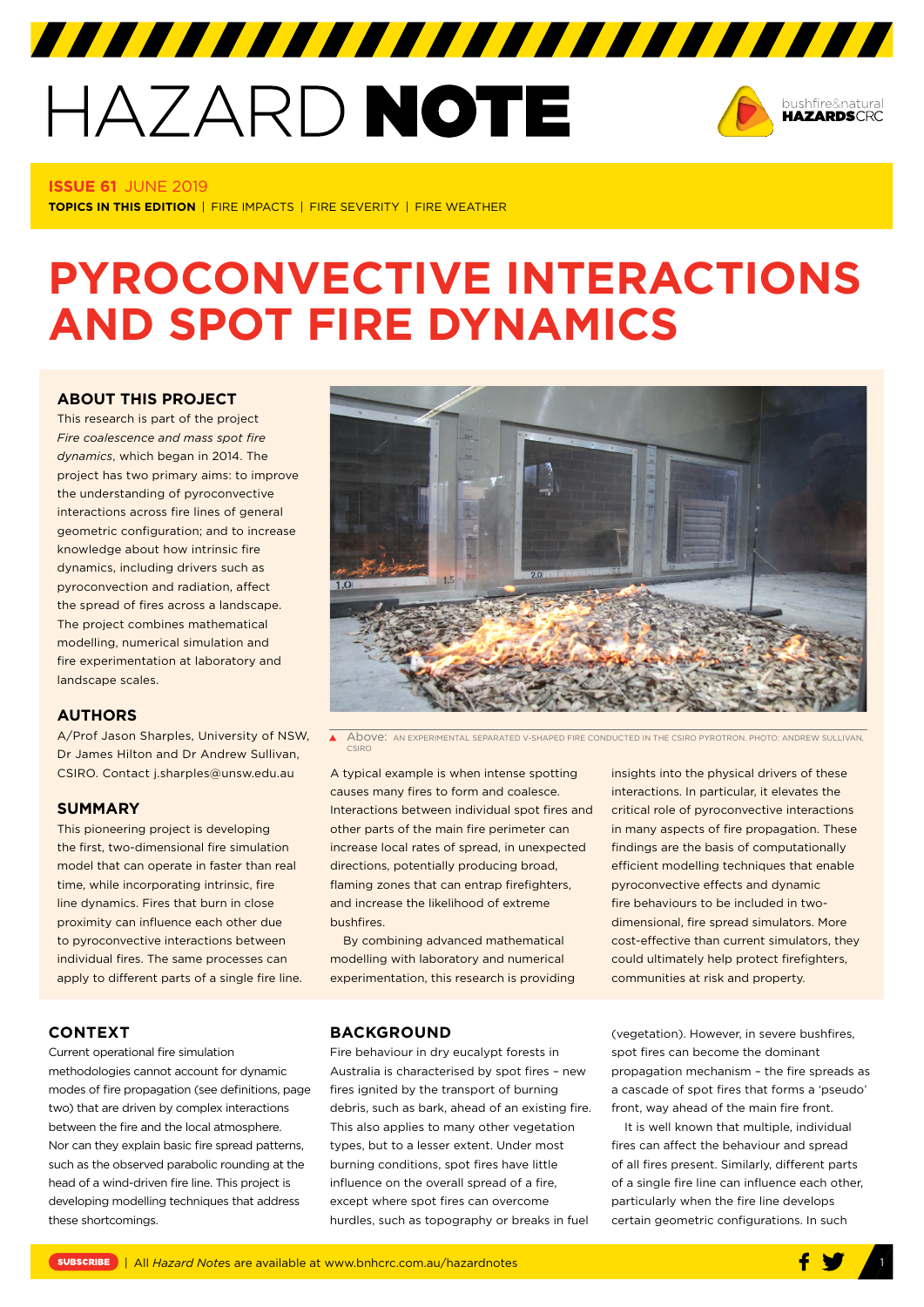# HAZARD NOTE

**ISSUE 61** JUNE 2019

**TOPICS IN THIS EDITION** | FIRE IMPACTS | FIRE SEVERITY | FIRE WEATHER

# PYROCONVECTIVE INTERACTIONS AND SPOT FIRE DYNAMICS

## ABOUT THIS PROJECT

This research is part of the project *Fire coalescence and mass spot fire dynamics*, which began in 2014. The project has two primary aims: to improve the understanding of pyroconvective interactions across fire lines of general geometric configuration; and to increase knowledge about how intrinsic fire dynamics, including drivers such as pyroconvection and radiation, affect the spread of fires across a landscape. The project combines mathematical modelling, numerical simulation and fire experimentation at laboratory and landscape scales.

## AUTHORS

A/Prof Jason Sharples, University of NSW, Dr James Hilton and Dr Andrew Sullivan, CSIRO. Contact j.sharples@unsw.edu.au

## SUMMARY

This pioneering project is developing the first, two-dimensional fire simulation model that can operate in faster than real time, while incorporating intrinsic fire line dynamics. Fires that burn in close proximity can influence each other due to pyroconvective interactions between individual fires. The same processes can apply to different parts of a single fire line. A typical example is when intense spotting causes many fires to form and coalesce. Interactions between individual spot fires and other parts of the main fire perimeter can increase local rates of spread, in unexpected directions, potentially producing broad, flaming zones that can entrap firefighters, and increase the likelihood of extreme bushfires.

By combining advanced mathematical modelling with laboratory and numerical experimentation, this research is providing insights into the physical drivers of these interactions. In particular, it elevates the critical role of pyroconvective interactions in many aspects of fire propagation. These findings are the basis of computationally efficient modelling techniques that enable pyroconvective effects and dynamic fire behaviours to be included in two-dimensional, fire spread simulators. More cost-effective than current simulators, they could ultimately help protect firefighters, communities at risk and property.

Above: AN EXPERIMENTAL SEPARATED V-SHAPED FIRE CONDUCTED IN THE CSIRO PYROTRON. PHOTO: ANDREW SULLIVAN, CSIRO

## CONTEXT

Current operational fire simulation methodologies cannot account for dynamic modes of fire propagation (see definitions, page two) that are driven by complex interactions between the fire and the local atmosphere. Nor can they explain basic fire spread patterns, such as the observed parabolic rounding at the head of a wind-driven fire line. This project is developing modelling techniques that address these shortcomings.

## BACKGROUND

Fire behaviour in dry eucalypt forests in Australia is characterised by spot fires – new fires ignited by the transport of burning debris, such as bark, ahead of an existing fire. This also applies to many other vegetation types, but to a lesser extent. Under most burning conditions, spot fires have little influence on the overall spread of a fire, except where spot fires can overcome hurdles, such as topography or breaks in fuel (vegetation). However, in severe bushfires, spot fires can become the dominant propagation mechanism – the fire spreads as a cascade of spot fires that forms a 'pseudo' front, way ahead of the main fire front.

It is well known that multiple, individual fires can affect the behaviour and spread of all fires present. Similarly, different parts of a single fire line can influence each other, particularly when the fire line develops certain geometric configurations. In such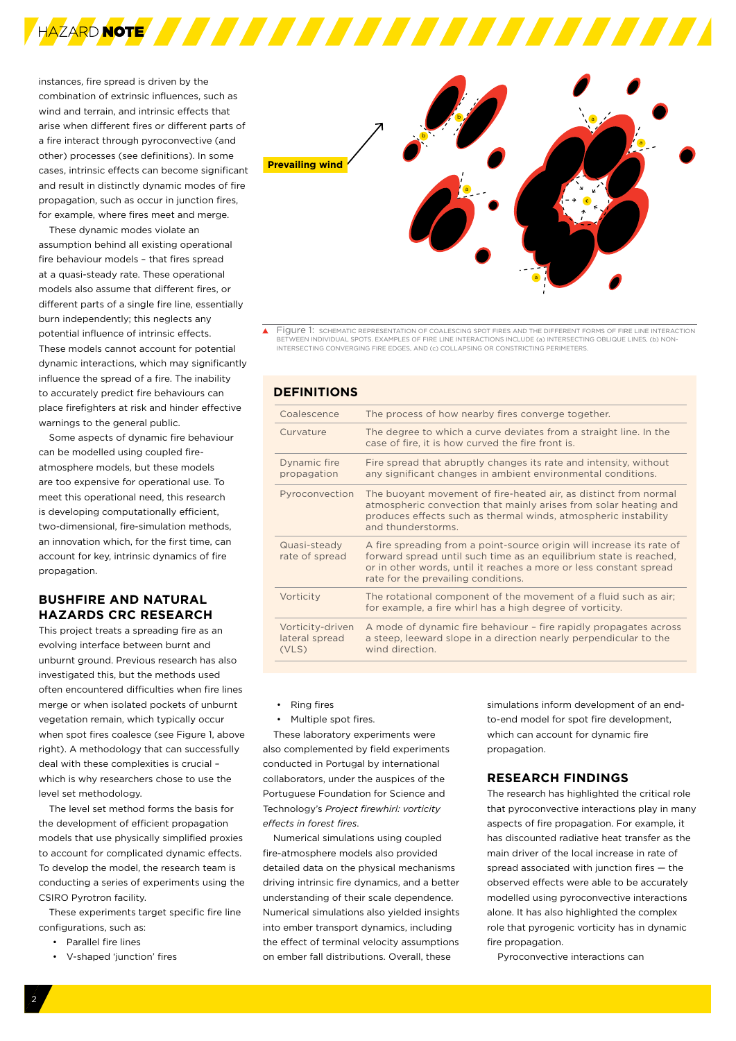instances, fire spread is driven by the combination of extrinsic influences, such as wind and terrain, and intrinsic effects that arise when different fires or different parts of a fire interact through pyroconvective (and other) processes (see definitions). In some cases, intrinsic effects can become significant and result in distinctly dynamic modes of fire propagation, such as occur in junction fires, for example, where fires meet and merge.

These dynamic modes violate an assumption behind all existing operational fire behaviour models – that fires spread at a quasi-steady rate. These operational models also assume that different fires, or different parts of a single fire line, essentially burn independently; this neglects any potential influence of intrinsic effects. These models cannot account for potential dynamic interactions, which may significantly influence the spread of a fire. The inability to accurately predict fire behaviours can place firefighters at risk and hinder effective warnings to the general public.

Some aspects of dynamic fire behaviour can be modelled using coupled fire-atmosphere models, but these models are too expensive for operational use. To meet this operational need, this research is developing computationally efficient, two-dimensional, fire-simulation methods, an innovation which, for the first time, can account for key, intrinsic dynamics of fire propagation.

Prevailing wind

a

b

c

Figure 1: SCHEMATIC REPRESENTATION OF COALESCING SPOT FIRES AND THE DIFFERENT FORMS OF FIRE LINE INTERACTION BETWEEN INDIVIDUAL SPOTS. EXAMPLES OF FIRE LINE INTERACTIONS INCLUDE (a) INTERSECTING OBLIQUE LINES, (b) NON-INTERSECTING CONVERGING FIRE EDGES, AND (c) COLLAPSING OR CONSTRICTING PERIMETERS.

## DEFINITIONS

| | |
|---|---|
| Coalescence | The process of how nearby fires converge together. |
| Curvature | The degree to which a curve deviates from a straight line. In the case of fire, it is how curved the fire front is. |
| Dynamic fire propagation | Fire spread that abruptly changes its rate and intensity, without any significant changes in ambient environmental conditions. |
| Pyroconvection | The buoyant movement of fire-heated air, as distinct from normal atmospheric convection that mainly arises from solar heating and produces effects such as thermal winds, atmospheric instability and thunderstorms. |
| Quasi-steady rate of spread | A fire spreading from a point-source origin will increase its rate of forward spread until such time as an equilibrium state is reached, or in other words, until it reaches a more or less constant spread rate for the prevailing conditions. |
| Vorticity | The rotational component of the movement of a fluid such as air; for example, a fire whirl has a high degree of vorticity. |
| Vorticity-driven lateral spread (VLS) | A mode of dynamic fire behaviour – fire rapidly propagates across a steep, leeward slope in a direction nearly perpendicular to the wind direction. |

## BUSHFIRE AND NATURAL HAZARDS CRC RESEARCH

This project treats a spreading fire as an evolving interface between burnt and unburnt ground. Previous research has also investigated this, but the methods used often encountered difficulties when fire lines merge or when isolated pockets of unburnt vegetation remain, which typically occur when spot fires coalesce (see Figure 1, above right). A methodology that can successfully deal with these complexities is crucial – which is why researchers chose to use the level set methodology.

The level set method forms the basis for the development of efficient propagation models that use physically simplified proxies to account for complicated dynamic effects. To develop the model, the research team is conducting a series of experiments using the CSIRO Pyrotron facility.

These experiments target specific fire line configurations, such as:

- Parallel fire lines
- V-shaped 'junction' fires
- Ring fires
- Multiple spot fires.

These laboratory experiments were also complemented by field experiments conducted in Portugal by international collaborators, under the auspices of the Portuguese Foundation for Science and Technology's *Project firewhirl: vorticity effects in forest fires*.

Numerical simulations using coupled fire-atmosphere models also provided detailed data on the physical mechanisms driving intrinsic fire dynamics, and a better understanding of their scale dependence. Numerical simulations also yielded insights into ember transport dynamics, including the effect of terminal velocity assumptions on ember fall distributions. Overall, these simulations inform development of an end-to-end model for spot fire development, which can account for dynamic fire propagation.

## RESEARCH FINDINGS

The research has highlighted the critical role that pyroconvective interactions play in many aspects of fire propagation. For example, it has discounted radiative heat transfer as the main driver of the local increase in rate of spread associated with junction fires — the observed effects were able to be accurately modelled using pyroconvective interactions alone. It has also highlighted the complex role that pyrogenic vorticity has in dynamic fire propagation.

Pyroconvective interactions can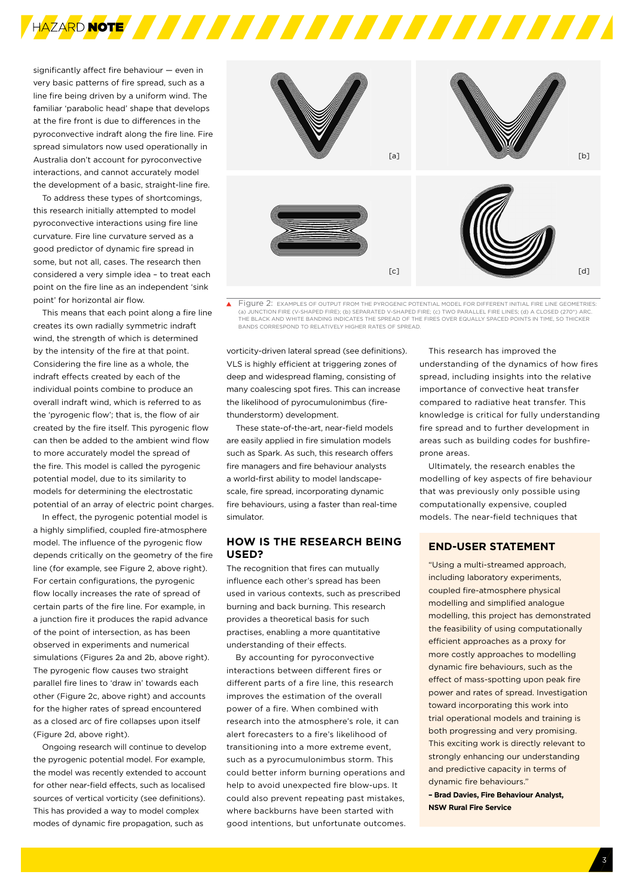significantly affect fire behaviour — even in very basic patterns of fire spread, such as a line fire being driven by a uniform wind. The familiar 'parabolic head' shape that develops at the fire front is due to differences in the pyroconvective indraft along the fire line. Fire spread simulators now used operationally in Australia don't account for pyroconvective interactions, and cannot accurately model the development of a basic, straight-line fire.

To address these types of shortcomings, this research initially attempted to model pyroconvective interactions using fire line curvature. Fire line curvature served as a good predictor of dynamic fire spread in some, but not all, cases. The research then considered a very simple idea – to treat each point on the fire line as an independent 'sink point' for horizontal air flow.

This means that each point along a fire line creates its own radially symmetric indraft wind, the strength of which is determined by the intensity of the fire at that point. Considering the fire line as a whole, the indraft effects created by each of the individual points combine to produce an overall indraft wind, which is referred to as the 'pyrogenic flow'; that is, the flow of air created by the fire itself. This pyrogenic flow can then be added to the ambient wind flow to more accurately model the spread of the fire. This model is called the pyrogenic potential model, due to its similarity to models for determining the electrostatic potential of an array of electric point charges.

In effect, the pyrogenic potential model is a highly simplified, coupled fire-atmosphere model. The influence of the pyrogenic flow depends critically on the geometry of the fire line (for example, see Figure 2, above right). For certain configurations, the pyrogenic flow locally increases the rate of spread of certain parts of the fire line. For example, in a junction fire it produces the rapid advance of the point of intersection, as has been observed in experiments and numerical simulations (Figures 2a and 2b, above right). The pyrogenic flow causes two straight parallel fire lines to 'draw in' towards each other (Figure 2c, above right) and accounts for the higher rates of spread encountered as a closed arc of fire collapses upon itself (Figure 2d, above right).

[a]

[b]

[c]

[d]

Figure 2: EXAMPLES OF OUTPUT FROM THE PYROGENIC POTENTIAL MODEL FOR DIFFERENT INITIAL FIRE LINE GEOMETRIES: (a) JUNCTION FIRE (V-SHAPED FIRE); (b) SEPARATED V-SHAPED FIRE; (c) TWO PARALLEL FIRE LINES; (d) A CLOSED (270°) ARC. THE BLACK AND WHITE BANDING INDICATES THE SPREAD OF THE FIRES OVER EQUALLY SPACED POINTS IN TIME, SO THICKER BANDS CORRESPOND TO RELATIVELY HIGHER RATES OF SPREAD.

Ongoing research will continue to develop the pyrogenic potential model. For example, the model was recently extended to account for other near-field effects, such as localised sources of vertical vorticity (see definitions). This has provided a way to model complex modes of dynamic fire propagation, such as vorticity-driven lateral spread (see definitions). VLS is highly efficient at triggering zones of deep and widespread flaming, consisting of many coalescing spot fires. This can increase the likelihood of pyrocumulonimbus (fire-thunderstorm) development.

These state-of-the-art, near-field models are easily applied in fire simulation models such as Spark. As such, this research offers fire managers and fire behaviour analysts a world-first ability to model landscape-scale, fire spread, incorporating dynamic fire behaviours, using a faster than real-time simulator.

## HOW IS THE RESEARCH BEING USED?

The recognition that fires can mutually influence each other's spread has been used in various contexts, such as prescribed burning and back burning. This research provides a theoretical basis for such practises, enabling a more quantitative understanding of their effects.

By accounting for pyroconvective interactions between different fires or different parts of a fire line, this research improves the estimation of the overall power of a fire. When combined with research into the atmosphere's role, it can alert forecasters to a fire's likelihood of transitioning into a more extreme event, such as a pyrocumulonimbus storm. This could better inform burning operations and help to avoid unexpected fire blow-ups. It could also prevent repeating past mistakes, where backburns have been started with good intentions, but unfortunate outcomes.

This research has improved the understanding of the dynamics of how fires spread, including insights into the relative importance of convective heat transfer compared to radiative heat transfer. This knowledge is critical for fully understanding fire spread and to further development in areas such as building codes for bushfire-prone areas.

Ultimately, the research enables the modelling of key aspects of fire behaviour that was previously only possible using computationally expensive, coupled models. The near-field techniques that

## END-USER STATEMENT

"Using a multi-streamed approach, including laboratory experiments, coupled fire-atmosphere physical modelling and simplified analogue modelling, this project has demonstrated the feasibility of using computationally efficient approaches as a proxy for more costly approaches to modelling dynamic fire behaviours, such as the effect of mass-spotting upon peak fire power and rates of spread. Investigation toward incorporating this work into trial operational models and training is both progressing and very promising. This exciting work is directly relevant to strongly enhancing our understanding and predictive capacity in terms of dynamic fire behaviours."

**– Brad Davies, Fire Behaviour Analyst, NSW Rural Fire Service**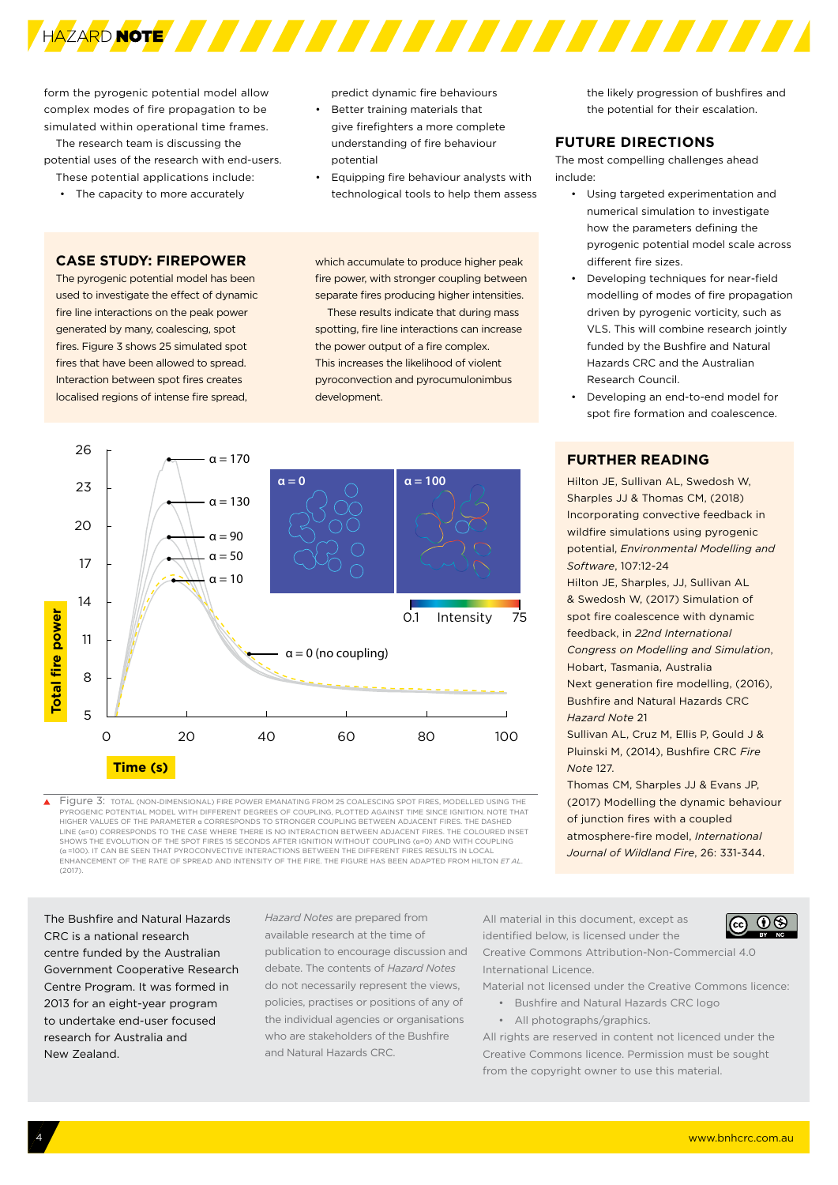form the pyrogenic potential model allow complex modes of fire propagation to be simulated within operational time frames.

The research team is discussing the potential uses of the research with end-users.

These potential applications include:

- The capacity to more accurately predict dynamic fire behaviours
- Better training materials that give firefighters a more complete understanding of fire behaviour potential
- Equipping fire behaviour analysts with technological tools to help them assess the likely progression of bushfires and the potential for their escalation.

## CASE STUDY: FIREPOWER

The pyrogenic potential model has been used to investigate the effect of dynamic fire line interactions on the peak power generated by many, coalescing, spot fires. Figure 3 shows 25 simulated spot fires that have been allowed to spread. Interaction between spot fires creates localised regions of intense fire spread, which accumulate to produce higher peak fire power, with stronger coupling between separate fires producing higher intensities.

These results indicate that during mass spotting, fire line interactions can increase the power output of a fire complex. This increases the likelihood of violent pyroconvection and pyrocumulonimbus development.

Total fire power

26
23
20
17
14
11
8
5

0
20
40
60
80
100

Time (s)

α = 170
α = 130
α = 90
α = 50
α = 10
α = 0 (no coupling)

α = 0
α = 100

0.1 Intensity 75

Figure 3: TOTAL (NON-DIMENSIONAL) FIRE POWER EMANATING FROM 25 COALESCING SPOT FIRES, MODELLED USING THE PYROGENIC POTENTIAL MODEL WITH DIFFERENT DEGREES OF COUPLING, PLOTTED AGAINST TIME SINCE IGNITION. NOTE THAT HIGHER VALUES OF THE PARAMETER α CORRESPONDS TO STRONGER COUPLING BETWEEN ADJACENT FIRES. THE DASHED LINE (α=0) CORRESPONDS TO THE CASE WHERE THERE IS NO INTERACTION BETWEEN ADJACENT FIRES. THE COLOURED INSET SHOWS THE EVOLUTION OF THE SPOT FIRES 15 SECONDS AFTER IGNITION WITHOUT COUPLING (α=0) AND WITH COUPLING (α=100). IT CAN BE SEEN THAT PYROCONVECTIVE INTERACTIONS BETWEEN THE DIFFERENT FIRES RESULTS IN LOCAL ENHANCEMENT OF THE RATE OF SPREAD AND INTENSITY OF THE FIRE. THE FIGURE HAS BEEN ADAPTED FROM HILTON *ET AL.* (2017).

## FUTURE DIRECTIONS

The most compelling challenges ahead include:

- Using targeted experimentation and numerical simulation to investigate how the parameters defining the pyrogenic potential model scale across different fire sizes.
- Developing techniques for near-field modelling of modes of fire propagation driven by pyrogenic vorticity, such as VLS. This will combine research jointly funded by the Bushfire and Natural Hazards CRC and the Australian Research Council.
- Developing an end-to-end model for spot fire formation and coalescence.

## FURTHER READING

Hilton JE, Sullivan AL, Swedosh W, Sharples JJ & Thomas CM, (2018) Incorporating convective feedback in wildfire simulations using pyrogenic potential, *Environmental Modelling and Software*, 107:12-24

Hilton JE, Sharples, JJ, Sullivan AL & Swedosh W, (2017) Simulation of spot fire coalescence with dynamic feedback, in *22nd International Congress on Modelling and Simulation*, Hobart, Tasmania, Australia

Next generation fire modelling, (2016), Bushfire and Natural Hazards CRC *Hazard Note* 21

Sullivan AL, Cruz M, Ellis P, Gould J & Pluinski M, (2014), Bushfire CRC *Fire Note* 127.

Thomas CM, Sharples JJ & Evans JP, (2017) Modelling the dynamic behaviour of junction fires with a coupled atmosphere-fire model, *International Journal of Wildland Fire*, 26: 331-344.

The Bushfire and Natural Hazards CRC is a national research centre funded by the Australian Government Cooperative Research Centre Program. It was formed in 2013 for an eight-year program to undertake end-user focused research for Australia and New Zealand.

*Hazard Notes* are prepared from available research at the time of publication to encourage discussion and debate. The contents of *Hazard Notes* do not necessarily represent the views, policies, practises or positions of any of the individual agencies or organisations who are stakeholders of the Bushfire and Natural Hazards CRC.

All material in this document, except as identified below, is licensed under the Creative Commons Attribution-Non-Commercial 4.0 International Licence.

Material not licensed under the Creative Commons licence:

- Bushfire and Natural Hazards CRC logo
- All photographs/graphics.

All rights are reserved in content not licenced under the Creative Commons licence. Permission must be sought from the copyright owner to use this material.